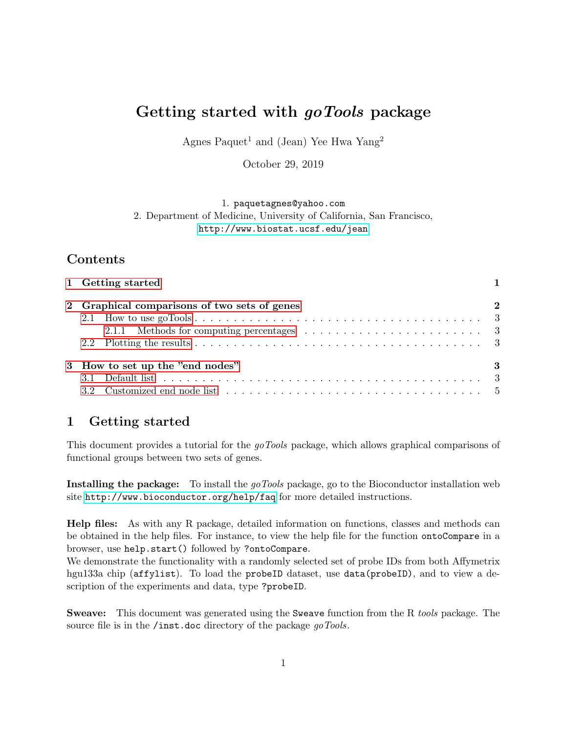# Getting started with *goTools* package

Agnes Paquet[1] and (Jean) Yee Hwa Yang[2]

October 29, 2019

1. paquetagnes@yahoo.com
2. Department of Medicine, University of California, San Francisco, http://www.biostat.ucsf.edu/jean

## Contents

- 1 Getting started — 1
- 2 Graphical comparisons of two sets of genes — 2
  - 2.1 How to use goTools — 3
    - 2.1.1 Methods for computing percentages — 3
  - 2.2 Plotting the results — 3
- 3 How to set up the "end nodes" — 3
  - 3.1 Default list — 3
  - 3.2 Customized end node list — 5

## 1 Getting started

This document provides a tutorial for the *goTools* package, which allows graphical comparisons of functional groups between two sets of genes.

**Installing the package:** To install the *goTools* package, go to the Bioconductor installation web site http://www.bioconductor.org/help/faq for more detailed instructions.

**Help files:** As with any R package, detailed information on functions, classes and methods can be obtained in the help files. For instance, to view the help file for the function `ontoCompare` in a browser, use `help.start()` followed by `?ontoCompare`.
We demonstrate the functionality with a randomly selected set of probe IDs from both Affymetrix hgu133a chip (`affylist`). To load the `probeID` dataset, use `data(probeID)`, and to view a description of the experiments and data, type `?probeID`.

**Sweave:** This document was generated using the `Sweave` function from the R *tools* package. The source file is in the `/inst.doc` directory of the package *goTools*.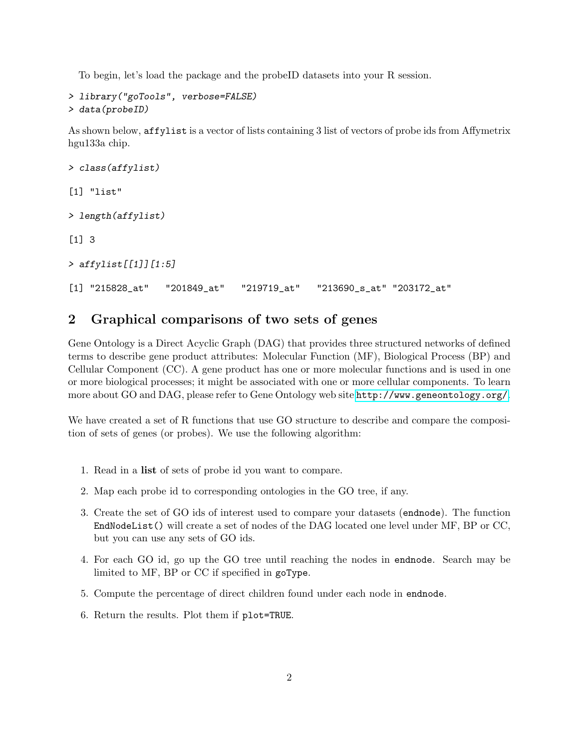To begin, let's load the package and the probeID datasets into your R session.

```
> library("goTools", verbose=FALSE)
> data(probeID)
```

As shown below, `affylist` is a vector of lists containing 3 list of vectors of probe ids from Affymetrix hgu133a chip.

```
> class(affylist)

[1] "list"

> length(affylist)

[1] 3

> affylist[[1]][1:5]

[1] "215828_at"   "201849_at"   "219719_at"   "213690_s_at" "203172_at"
```

## 2 Graphical comparisons of two sets of genes

Gene Ontology is a Direct Acyclic Graph (DAG) that provides three structured networks of defined terms to describe gene product attributes: Molecular Function (MF), Biological Process (BP) and Cellular Component (CC). A gene product has one or more molecular functions and is used in one or more biological processes; it might be associated with one or more cellular components. To learn more about GO and DAG, please refer to Gene Ontology web site http://www.geneontology.org/.

We have created a set of R functions that use GO structure to describe and compare the composition of sets of genes (or probes). We use the following algorithm:

1. Read in a **list** of sets of probe id you want to compare.
2. Map each probe id to corresponding ontologies in the GO tree, if any.
3. Create the set of GO ids of interest used to compare your datasets (`endnode`). The function `EndNodeList()` will create a set of nodes of the DAG located one level under MF, BP or CC, but you can use any sets of GO ids.
4. For each GO id, go up the GO tree until reaching the nodes in `endnode`. Search may be limited to MF, BP or CC if specified in `goType`.
5. Compute the percentage of direct children found under each node in `endnode`.
6. Return the results. Plot them if `plot=TRUE`.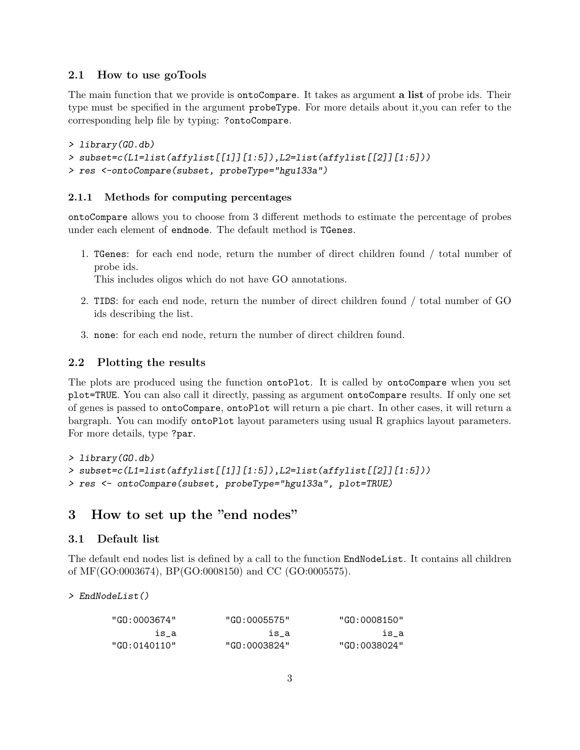## 2.1 How to use goTools

The main function that we provide is `ontoCompare`. It takes as argument **a list** of probe ids. Their type must be specified in the argument `probeType`. For more details about it,you can refer to the corresponding help file by typing: `?ontoCompare`.

```
> library(GO.db)
> subset=c(L1=list(affylist[[1]][1:5]),L2=list(affylist[[2]][1:5]))
> res <-ontoCompare(subset, probeType="hgu133a")
```

### 2.1.1 Methods for computing percentages

`ontoCompare` allows you to choose from 3 different methods to estimate the percentage of probes under each element of `endnode`. The default method is `TGenes`.

1. `TGenes`: for each end node, return the number of direct children found / total number of probe ids.
   This includes oligos which do not have GO annotations.
2. `TIDS`: for each end node, return the number of direct children found / total number of GO ids describing the list.
3. `none`: for each end node, return the number of direct children found.

## 2.2 Plotting the results

The plots are produced using the function `ontoPlot`. It is called by `ontoCompare` when you set `plot=TRUE`. You can also call it directly, passing as argument `ontoCompare` results. If only one set of genes is passed to `ontoCompare`, `ontoPlot` will return a pie chart. In other cases, it will return a bargraph. You can modify `ontoPlot` layout parameters using usual R graphics layout parameters. For more details, type `?par`.

```
> library(GO.db)
> subset=c(L1=list(affylist[[1]][1:5]),L2=list(affylist[[2]][1:5]))
> res <- ontoCompare(subset, probeType="hgu133a", plot=TRUE)
```

# 3 How to set up the "end nodes"

## 3.1 Default list

The default end nodes list is defined by a call to the function `EndNodeList`. It contains all children of MF(GO:0003674), BP(GO:0008150) and CC (GO:0005575).

```
> EndNodeList()
```

```
   "GO:0003674"     "GO:0005575"     "GO:0008150"
           is_a             is_a             is_a
   "GO:0140110"     "GO:0003824"     "GO:0038024"
```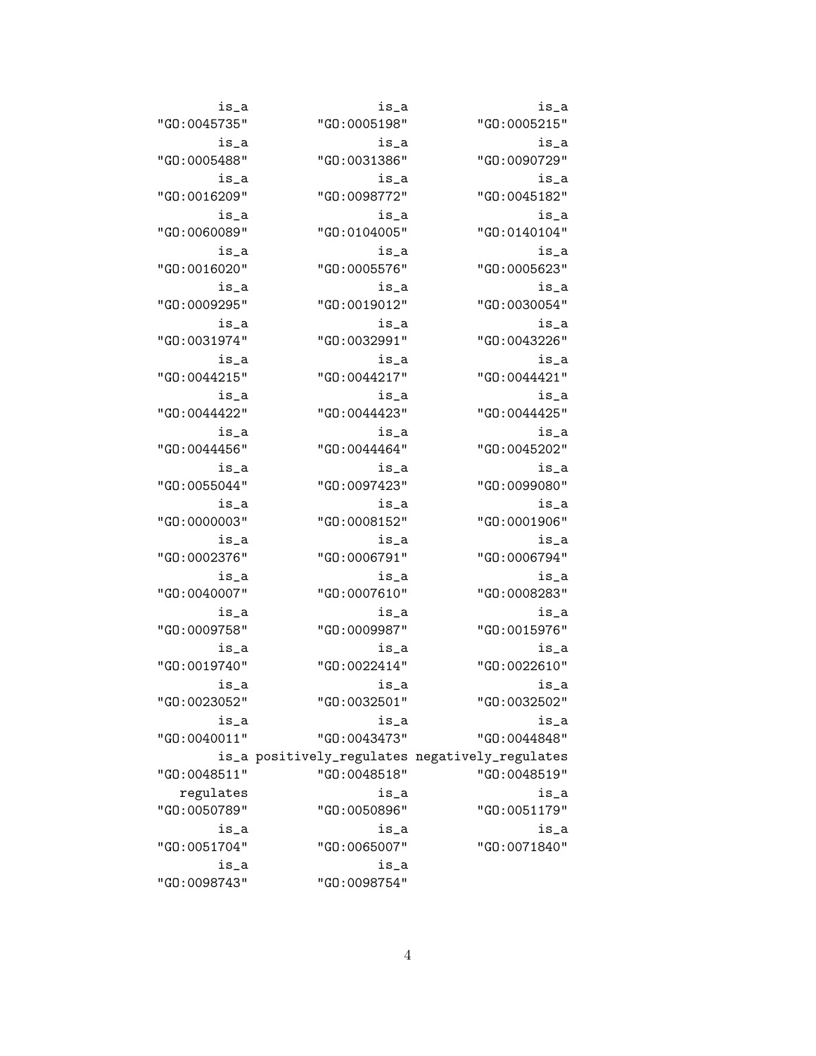```
         is_a                  is_a                  is_a 
"GO:0045735"          "GO:0005198"          "GO:0005215" 
         is_a                  is_a                  is_a 
"GO:0005488"          "GO:0031386"          "GO:0090729" 
         is_a                  is_a                  is_a 
"GO:0016209"          "GO:0098772"          "GO:0045182" 
         is_a                  is_a                  is_a 
"GO:0060089"          "GO:0104005"          "GO:0140104" 
         is_a                  is_a                  is_a 
"GO:0016020"          "GO:0005576"          "GO:0005623" 
         is_a                  is_a                  is_a 
"GO:0009295"          "GO:0019012"          "GO:0030054" 
         is_a                  is_a                  is_a 
"GO:0031974"          "GO:0032991"          "GO:0043226" 
         is_a                  is_a                  is_a 
"GO:0044215"          "GO:0044217"          "GO:0044421" 
         is_a                  is_a                  is_a 
"GO:0044422"          "GO:0044423"          "GO:0044425" 
         is_a                  is_a                  is_a 
"GO:0044456"          "GO:0044464"          "GO:0045202" 
         is_a                  is_a                  is_a 
"GO:0055044"          "GO:0097423"          "GO:0099080" 
         is_a                  is_a                  is_a 
"GO:0000003"          "GO:0008152"          "GO:0001906" 
         is_a                  is_a                  is_a 
"GO:0002376"          "GO:0006791"          "GO:0006794" 
         is_a                  is_a                  is_a 
"GO:0040007"          "GO:0007610"          "GO:0008283" 
         is_a                  is_a                  is_a 
"GO:0009758"          "GO:0009987"          "GO:0015976" 
         is_a                  is_a                  is_a 
"GO:0019740"          "GO:0022414"          "GO:0022610" 
         is_a                  is_a                  is_a 
"GO:0023052"          "GO:0032501"          "GO:0032502" 
         is_a                  is_a                  is_a 
"GO:0040011"          "GO:0043473"          "GO:0044848" 
         is_a positively_regulates negatively_regulates 
"GO:0048511"          "GO:0048518"          "GO:0048519" 
    regulates                  is_a                  is_a 
"GO:0050789"          "GO:0050896"          "GO:0051179" 
         is_a                  is_a                  is_a 
"GO:0051704"          "GO:0065007"          "GO:0071840" 
         is_a                  is_a 
"GO:0098743"          "GO:0098754" 
```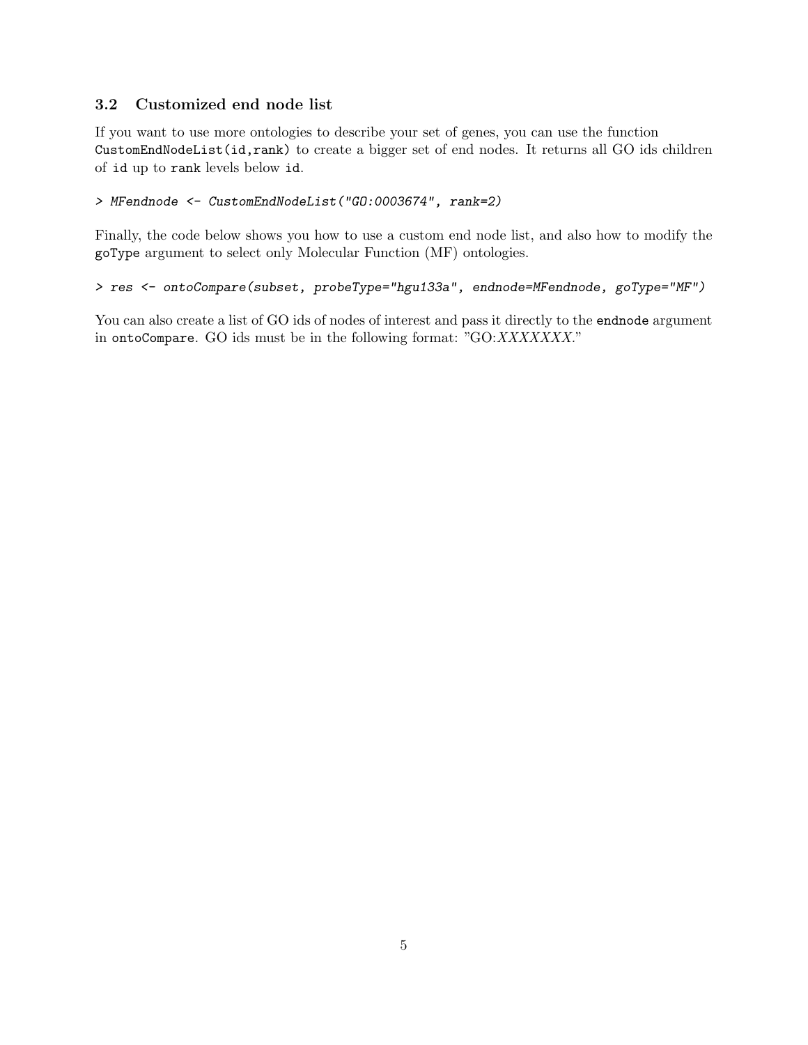### 3.2 Customized end node list

If you want to use more ontologies to describe your set of genes, you can use the function `CustomEndNodeList(id,rank)` to create a bigger set of end nodes. It returns all GO ids children of `id` up to `rank` levels below `id`.

```
> MFendnode <- CustomEndNodeList("GO:0003674", rank=2)
```

Finally, the code below shows you how to use a custom end node list, and also how to modify the `goType` argument to select only Molecular Function (MF) ontologies.

```
> res <- ontoCompare(subset, probeType="hgu133a", endnode=MFendnode, goType="MF")
```

You can also create a list of GO ids of nodes of interest and pass it directly to the `endnode` argument in `ontoCompare`. GO ids must be in the following format: "GO:*XXXXXXX*."